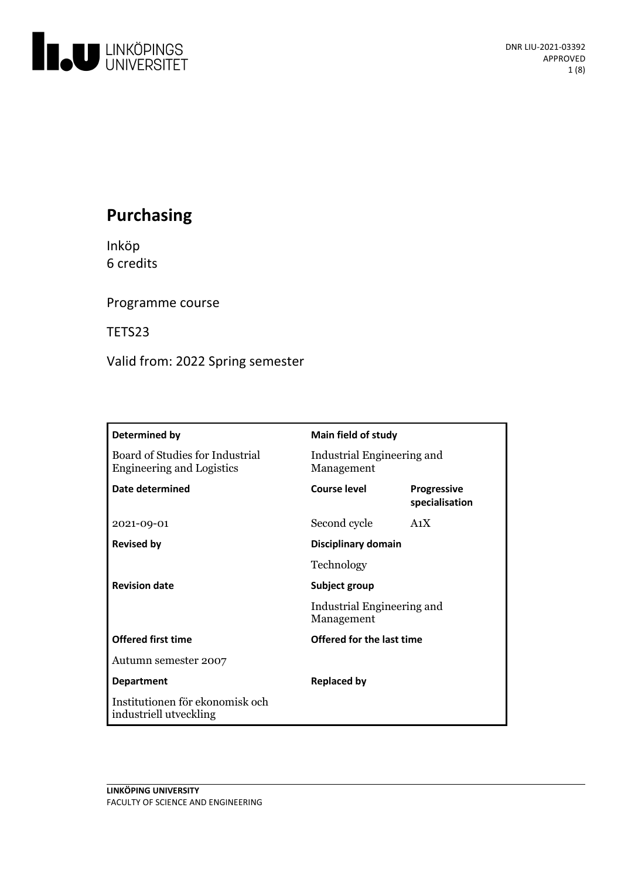# Purchasing

Inköp
6 credits

Programme course

TETS23

Valid from: 2022 Spring semester

| Determined by | Main field of study | |
|---|---|---|
| Board of Studies for Industrial Engineering and Logistics | Industrial Engineering and Management | |
| **Date determined** | **Course level** | **Progressive specialisation** |
| 2021-09-01 | Second cycle | A1X |
| **Revised by** | **Disciplinary domain** | |
| | Technology | |
| **Revision date** | **Subject group** | |
| | Industrial Engineering and Management | |
| **Offered first time** | **Offered for the last time** | |
| Autumn semester 2007 | | |
| **Department** | **Replaced by** | |
| Institutionen för ekonomisk och industriell utveckling | | |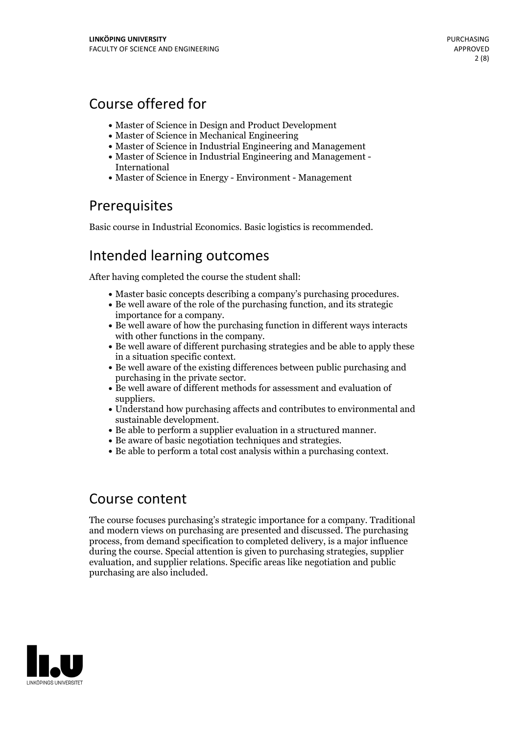## Course offered for

- Master of Science in Design and Product Development
- Master of Science in Mechanical Engineering
- Master of Science in Industrial Engineering and Management
- Master of Science in Industrial Engineering and Management - International
- Master of Science in Energy - Environment - Management

## Prerequisites

Basic course in Industrial Economics. Basic logistics is recommended.

## Intended learning outcomes

After having completed the course the student shall:

- Master basic concepts describing a company's purchasing procedures.
- Be well aware of the role of the purchasing function, and its strategic importance for a company.
- Be well aware of how the purchasing function in different ways interacts with other functions in the company.
- Be well aware of different purchasing strategies and be able to apply these in a situation specific context.
- Be well aware of the existing differences between public purchasing and purchasing in the private sector.
- Be well aware of different methods for assessment and evaluation of suppliers.
- Understand how purchasing affects and contributes to environmental and sustainable development.
- Be able to perform a supplier evaluation in a structured manner.
- Be aware of basic negotiation techniques and strategies.
- Be able to perform a total cost analysis within a purchasing context.

## Course content

The course focuses purchasing's strategic importance for a company. Traditional and modern views on purchasing are presented and discussed. The purchasing process, from demand specification to completed delivery, is a major influence during the course. Special attention is given to purchasing strategies, supplier evaluation, and supplier relations. Specific areas like negotiation and public purchasing are also included.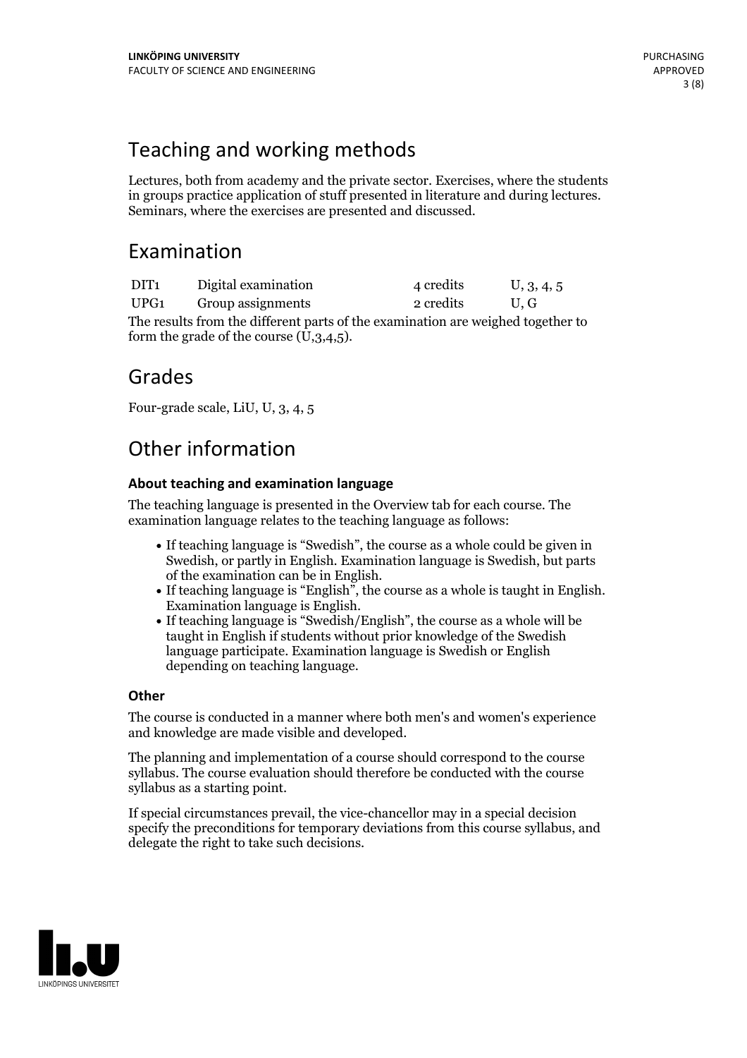## Teaching and working methods

Lectures, both from academy and the private sector. Exercises, where the students in groups practice application of stuff presented in literature and during lectures. Seminars, where the exercises are presented and discussed.

## Examination

| | | | |
|---|---|---|---|
| DIT1 | Digital examination | 4 credits | U, 3, 4, 5 |
| UPG1 | Group assignments | 2 credits | U, G |

The results from the different parts of the examination are weighed together to form the grade of the course (U,3,4,5).

## Grades

Four-grade scale, LiU, U, 3, 4, 5

## Other information

### About teaching and examination language

The teaching language is presented in the Overview tab for each course. The examination language relates to the teaching language as follows:

- If teaching language is "Swedish", the course as a whole could be given in Swedish, or partly in English. Examination language is Swedish, but parts of the examination can be in English.
- If teaching language is "English", the course as a whole is taught in English. Examination language is English.
- If teaching language is "Swedish/English", the course as a whole will be taught in English if students without prior knowledge of the Swedish language participate. Examination language is Swedish or English depending on teaching language.

### Other

The course is conducted in a manner where both men's and women's experience and knowledge are made visible and developed.

The planning and implementation of a course should correspond to the course syllabus. The course evaluation should therefore be conducted with the course syllabus as a starting point.

If special circumstances prevail, the vice-chancellor may in a special decision specify the preconditions for temporary deviations from this course syllabus, and delegate the right to take such decisions.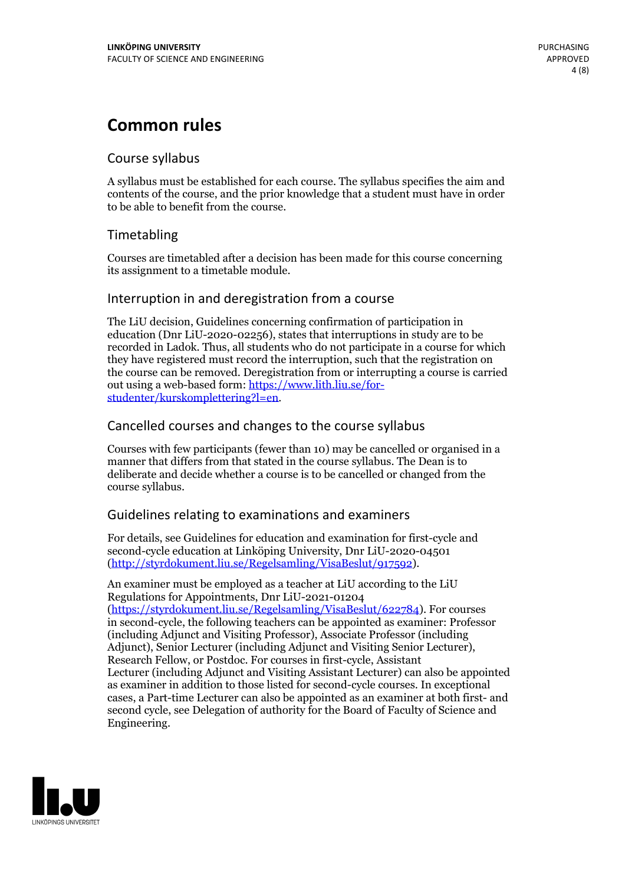# Common rules

## Course syllabus

A syllabus must be established for each course. The syllabus specifies the aim and contents of the course, and the prior knowledge that a student must have in order to be able to benefit from the course.

## Timetabling

Courses are timetabled after a decision has been made for this course concerning its assignment to a timetable module.

## Interruption in and deregistration from a course

The LiU decision, Guidelines concerning confirmation of participation in education (Dnr LiU-2020-02256), states that interruptions in study are to be recorded in Ladok. Thus, all students who do not participate in a course for which they have registered must record the interruption, such that the registration on the course can be removed. Deregistration from or interrupting a course is carried out using a web-based form: [https://www.lith.liu.se/for-studenter/kurskomplettering?l=en](https://www.lith.liu.se/for-studenter/kurskomplettering?l=en).

## Cancelled courses and changes to the course syllabus

Courses with few participants (fewer than 10) may be cancelled or organised in a manner that differs from that stated in the course syllabus. The Dean is to deliberate and decide whether a course is to be cancelled or changed from the course syllabus.

## Guidelines relating to examinations and examiners

For details, see Guidelines for education and examination for first-cycle and second-cycle education at Linköping University, Dnr LiU-2020-04501 ([http://styrdokument.liu.se/Regelsamling/VisaBeslut/917592](http://styrdokument.liu.se/Regelsamling/VisaBeslut/917592)).

An examiner must be employed as a teacher at LiU according to the LiU Regulations for Appointments, Dnr LiU-2021-01204 ([https://styrdokument.liu.se/Regelsamling/VisaBeslut/622784](https://styrdokument.liu.se/Regelsamling/VisaBeslut/622784)). For courses in second-cycle, the following teachers can be appointed as examiner: Professor (including Adjunct and Visiting Professor), Associate Professor (including Adjunct), Senior Lecturer (including Adjunct and Visiting Senior Lecturer), Research Fellow, or Postdoc. For courses in first-cycle, Assistant Lecturer (including Adjunct and Visiting Assistant Lecturer) can also be appointed as examiner in addition to those listed for second-cycle courses. In exceptional cases, a Part-time Lecturer can also be appointed as an examiner at both first- and second cycle, see Delegation of authority for the Board of Faculty of Science and Engineering.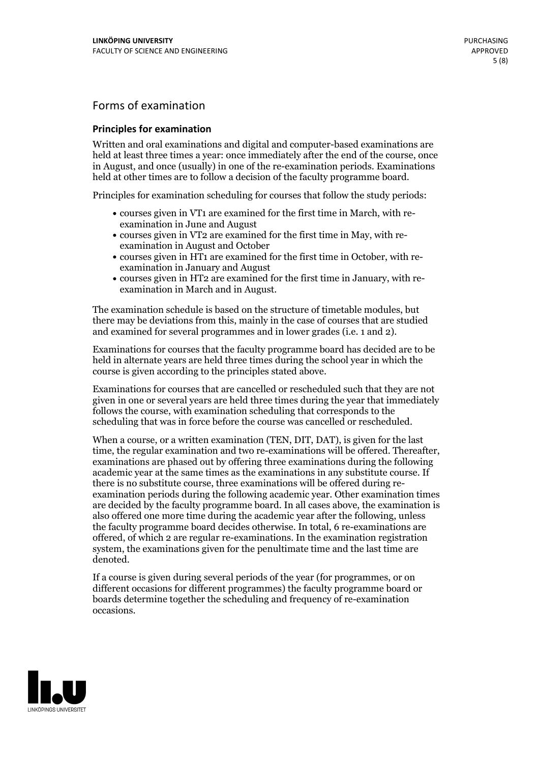## Forms of examination

### Principles for examination

Written and oral examinations and digital and computer-based examinations are held at least three times a year: once immediately after the end of the course, once in August, and once (usually) in one of the re-examination periods. Examinations held at other times are to follow a decision of the faculty programme board.

Principles for examination scheduling for courses that follow the study periods:

- courses given in VT1 are examined for the first time in March, with re-examination in June and August
- courses given in VT2 are examined for the first time in May, with re-examination in August and October
- courses given in HT1 are examined for the first time in October, with re-examination in January and August
- courses given in HT2 are examined for the first time in January, with re-examination in March and in August.

The examination schedule is based on the structure of timetable modules, but there may be deviations from this, mainly in the case of courses that are studied and examined for several programmes and in lower grades (i.e. 1 and 2).

Examinations for courses that the faculty programme board has decided are to be held in alternate years are held three times during the school year in which the course is given according to the principles stated above.

Examinations for courses that are cancelled or rescheduled such that they are not given in one or several years are held three times during the year that immediately follows the course, with examination scheduling that corresponds to the scheduling that was in force before the course was cancelled or rescheduled.

When a course, or a written examination (TEN, DIT, DAT), is given for the last time, the regular examination and two re-examinations will be offered. Thereafter, examinations are phased out by offering three examinations during the following academic year at the same times as the examinations in any substitute course. If there is no substitute course, three examinations will be offered during re-examination periods during the following academic year. Other examination times are decided by the faculty programme board. In all cases above, the examination is also offered one more time during the academic year after the following, unless the faculty programme board decides otherwise. In total, 6 re-examinations are offered, of which 2 are regular re-examinations. In the examination registration system, the examinations given for the penultimate time and the last time are denoted.

If a course is given during several periods of the year (for programmes, or on different occasions for different programmes) the faculty programme board or boards determine together the scheduling and frequency of re-examination occasions.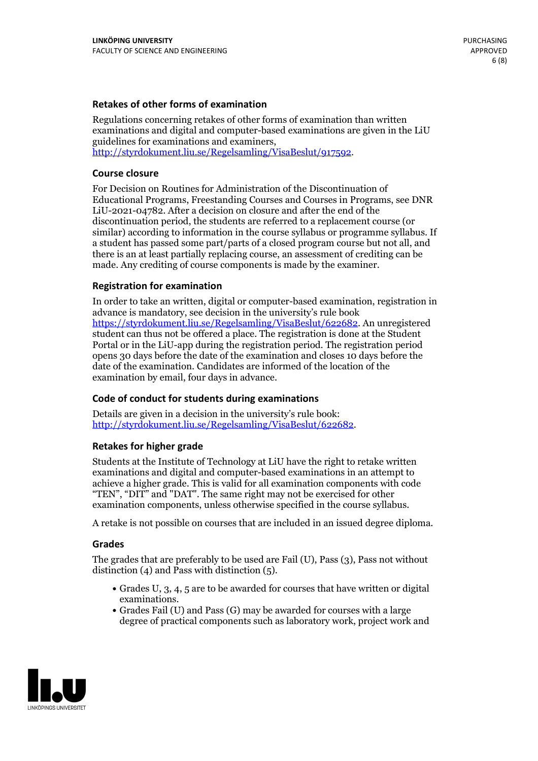### Retakes of other forms of examination

Regulations concerning retakes of other forms of examination than written examinations and digital and computer-based examinations are given in the LiU guidelines for examinations and examiners, http://styrdokument.liu.se/Regelsamling/VisaBeslut/917592.

### Course closure

For Decision on Routines for Administration of the Discontinuation of Educational Programs, Freestanding Courses and Courses in Programs, see DNR LiU-2021-04782. After a decision on closure and after the end of the discontinuation period, the students are referred to a replacement course (or similar) according to information in the course syllabus or programme syllabus. If a student has passed some part/parts of a closed program course but not all, and there is an at least partially replacing course, an assessment of crediting can be made. Any crediting of course components is made by the examiner.

### Registration for examination

In order to take an written, digital or computer-based examination, registration in advance is mandatory, see decision in the university's rule book https://styrdokument.liu.se/Regelsamling/VisaBeslut/622682. An unregistered student can thus not be offered a place. The registration is done at the Student Portal or in the LiU-app during the registration period. The registration period opens 30 days before the date of the examination and closes 10 days before the date of the examination. Candidates are informed of the location of the examination by email, four days in advance.

### Code of conduct for students during examinations

Details are given in a decision in the university's rule book: http://styrdokument.liu.se/Regelsamling/VisaBeslut/622682.

### Retakes for higher grade

Students at the Institute of Technology at LiU have the right to retake written examinations and digital and computer-based examinations in an attempt to achieve a higher grade. This is valid for all examination components with code "TEN", "DIT" and "DAT". The same right may not be exercised for other examination components, unless otherwise specified in the course syllabus.

A retake is not possible on courses that are included in an issued degree diploma.

### Grades

The grades that are preferably to be used are Fail (U), Pass (3), Pass not without distinction (4) and Pass with distinction (5).

- Grades U, 3, 4, 5 are to be awarded for courses that have written or digital examinations.
- Grades Fail (U) and Pass (G) may be awarded for courses with a large degree of practical components such as laboratory work, project work and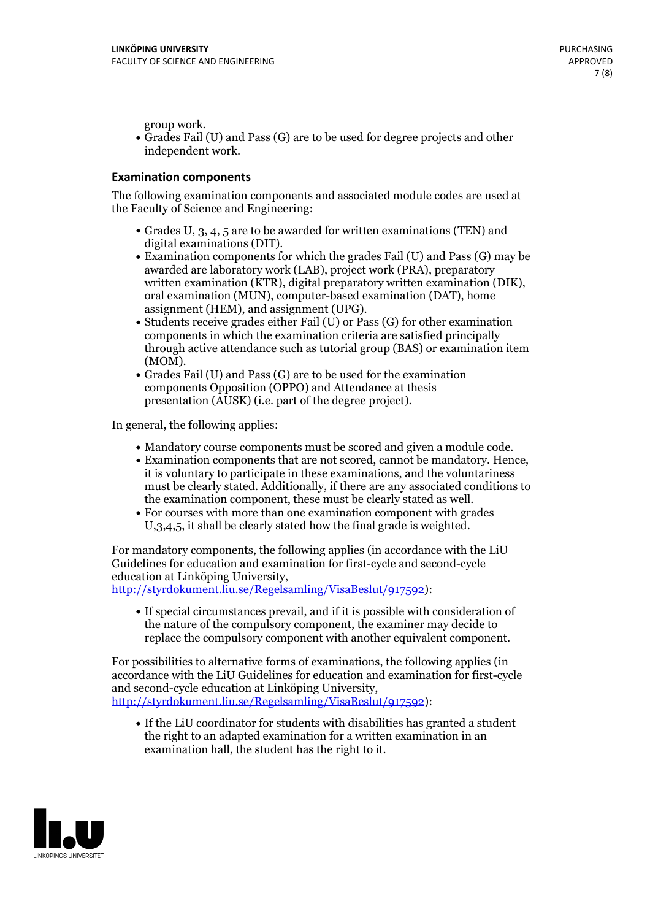group work.
- Grades Fail (U) and Pass (G) are to be used for degree projects and other independent work.

### Examination components

The following examination components and associated module codes are used at the Faculty of Science and Engineering:

- Grades U, 3, 4, 5 are to be awarded for written examinations (TEN) and digital examinations (DIT).
- Examination components for which the grades Fail (U) and Pass (G) may be awarded are laboratory work (LAB), project work (PRA), preparatory written examination (KTR), digital preparatory written examination (DIK), oral examination (MUN), computer-based examination (DAT), home assignment (HEM), and assignment (UPG).
- Students receive grades either Fail (U) or Pass (G) for other examination components in which the examination criteria are satisfied principally through active attendance such as tutorial group (BAS) or examination item (MOM).
- Grades Fail (U) and Pass (G) are to be used for the examination components Opposition (OPPO) and Attendance at thesis presentation (AUSK) (i.e. part of the degree project).

In general, the following applies:

- Mandatory course components must be scored and given a module code.
- Examination components that are not scored, cannot be mandatory. Hence, it is voluntary to participate in these examinations, and the voluntariness must be clearly stated. Additionally, if there are any associated conditions to the examination component, these must be clearly stated as well.
- For courses with more than one examination component with grades U,3,4,5, it shall be clearly stated how the final grade is weighted.

For mandatory components, the following applies (in accordance with the LiU Guidelines for education and examination for first-cycle and second-cycle education at Linköping University, http://styrdokument.liu.se/Regelsamling/VisaBeslut/917592):

- If special circumstances prevail, and if it is possible with consideration of the nature of the compulsory component, the examiner may decide to replace the compulsory component with another equivalent component.

For possibilities to alternative forms of examinations, the following applies (in accordance with the LiU Guidelines for education and examination for first-cycle and second-cycle education at Linköping University, http://styrdokument.liu.se/Regelsamling/VisaBeslut/917592):

- If the LiU coordinator for students with disabilities has granted a student the right to an adapted examination for a written examination in an examination hall, the student has the right to it.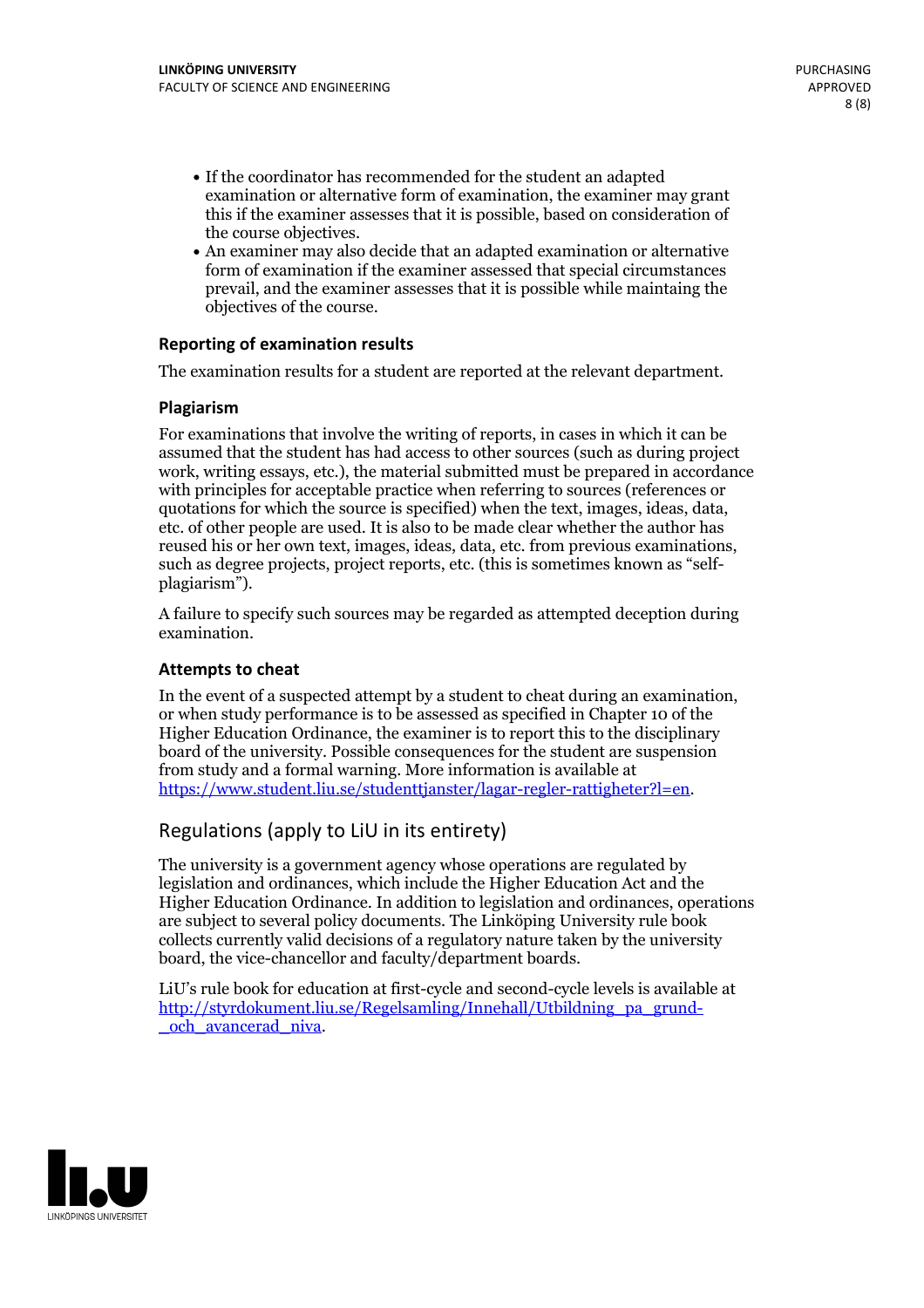- If the coordinator has recommended for the student an adapted examination or alternative form of examination, the examiner may grant this if the examiner assesses that it is possible, based on consideration of the course objectives.
- An examiner may also decide that an adapted examination or alternative form of examination if the examiner assessed that special circumstances prevail, and the examiner assesses that it is possible while maintaing the objectives of the course.

### Reporting of examination results

The examination results for a student are reported at the relevant department.

### Plagiarism

For examinations that involve the writing of reports, in cases in which it can be assumed that the student has had access to other sources (such as during project work, writing essays, etc.), the material submitted must be prepared in accordance with principles for acceptable practice when referring to sources (references or quotations for which the source is specified) when the text, images, ideas, data, etc. of other people are used. It is also to be made clear whether the author has reused his or her own text, images, ideas, data, etc. from previous examinations, such as degree projects, project reports, etc. (this is sometimes known as "self-plagiarism").

A failure to specify such sources may be regarded as attempted deception during examination.

### Attempts to cheat

In the event of a suspected attempt by a student to cheat during an examination, or when study performance is to be assessed as specified in Chapter 10 of the Higher Education Ordinance, the examiner is to report this to the disciplinary board of the university. Possible consequences for the student are suspension from study and a formal warning. More information is available at https://www.student.liu.se/studenttjanster/lagar-regler-rattigheter?l=en.

## Regulations (apply to LiU in its entirety)

The university is a government agency whose operations are regulated by legislation and ordinances, which include the Higher Education Act and the Higher Education Ordinance. In addition to legislation and ordinances, operations are subject to several policy documents. The Linköping University rule book collects currently valid decisions of a regulatory nature taken by the university board, the vice-chancellor and faculty/department boards.

LiU's rule book for education at first-cycle and second-cycle levels is available at http://styrdokument.liu.se/Regelsamling/Innehall/Utbildning_pa_grund-_och_avancerad_niva.